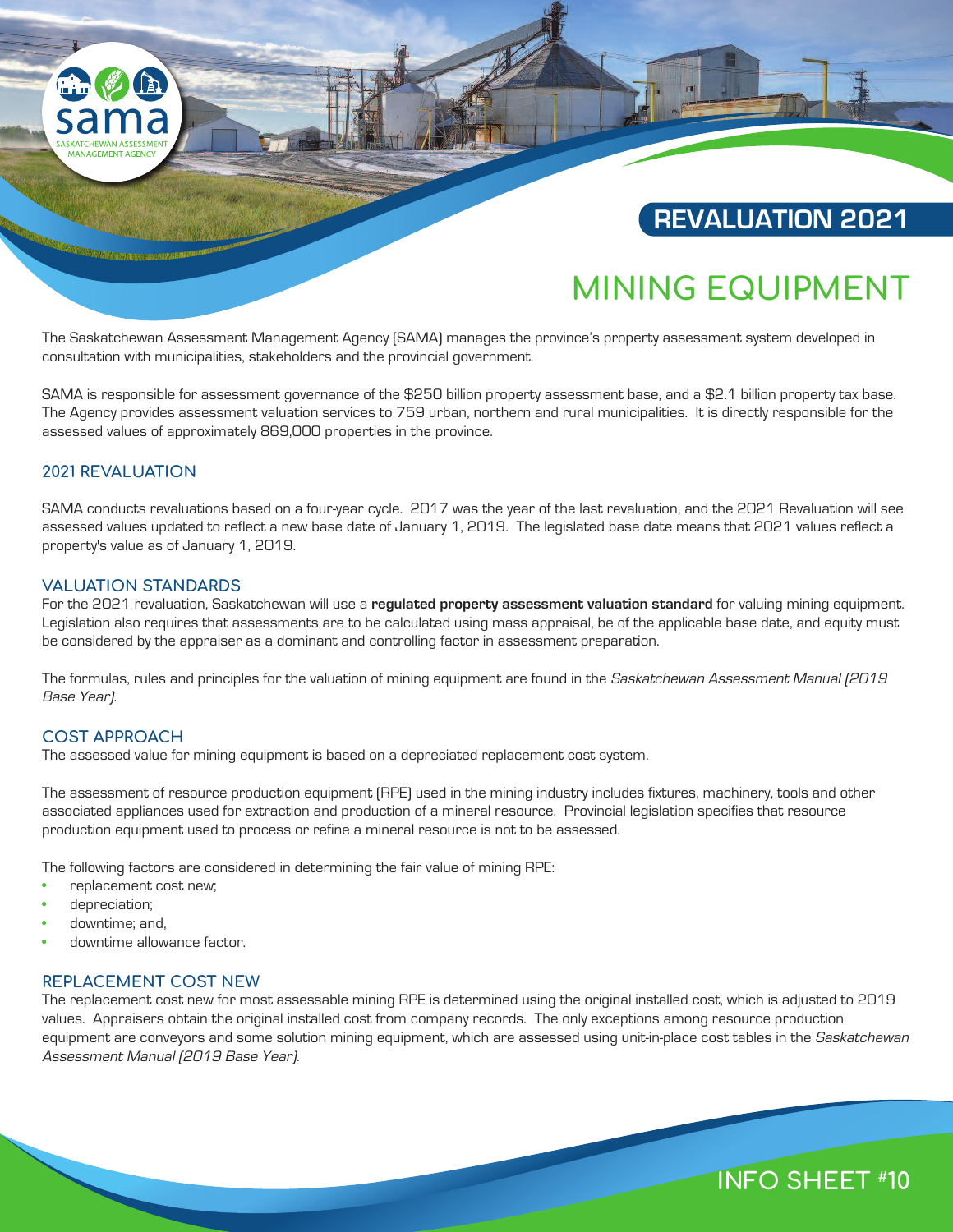# REVALUATION 2021

# MINING EQUIPMENT

The Saskatchewan Assessment Management Agency (SAMA) manages the province's property assessment system developed in consultation with municipalities, stakeholders and the provincial government.

SAMA is responsible for assessment governance of the $250 billion property assessment base, and a $2.1 billion property tax base. The Agency provides assessment valuation services to 759 urban, northern and rural municipalities. It is directly responsible for the assessed values of approximately 869,000 properties in the province.

## 2021 REVALUATION

SAMA conducts revaluations based on a four-year cycle. 2017 was the year of the last revaluation, and the 2021 Revaluation will see assessed values updated to reflect a new base date of January 1, 2019. The legislated base date means that 2021 values reflect a property's value as of January 1, 2019.

## VALUATION STANDARDS

For the 2021 revaluation, Saskatchewan will use a **regulated property assessment valuation standard** for valuing mining equipment. Legislation also requires that assessments are to be calculated using mass appraisal, be of the applicable base date, and equity must be considered by the appraiser as a dominant and controlling factor in assessment preparation.

The formulas, rules and principles for the valuation of mining equipment are found in the *Saskatchewan Assessment Manual (2019 Base Year)*.

## COST APPROACH

The assessed value for mining equipment is based on a depreciated replacement cost system.

The assessment of resource production equipment (RPE) used in the mining industry includes fixtures, machinery, tools and other associated appliances used for extraction and production of a mineral resource. Provincial legislation specifies that resource production equipment used to process or refine a mineral resource is not to be assessed.

The following factors are considered in determining the fair value of mining RPE:

- replacement cost new;
- depreciation;
- downtime; and,
- downtime allowance factor.

## REPLACEMENT COST NEW

The replacement cost new for most assessable mining RPE is determined using the original installed cost, which is adjusted to 2019 values. Appraisers obtain the original installed cost from company records. The only exceptions among resource production equipment are conveyors and some solution mining equipment, which are assessed using unit-in-place cost tables in the *Saskatchewan Assessment Manual (2019 Base Year)*.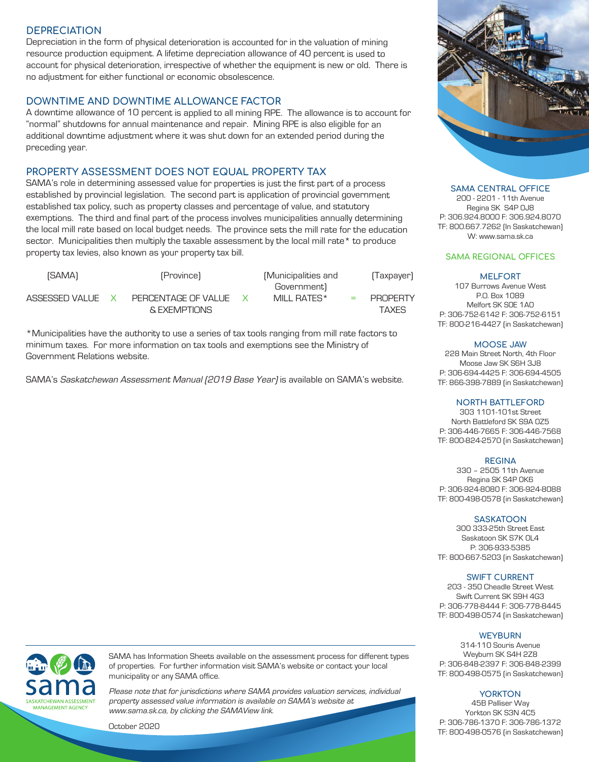## DEPRECIATION

Depreciation in the form of physical deterioration is accounted for in the valuation of mining resource production equipment. A lifetime depreciation allowance of 40 percent is used to account for physical deterioration, irrespective of whether the equipment is new or old. There is no adjustment for either functional or economic obsolescence.

## DOWNTIME AND DOWNTIME ALLOWANCE FACTOR

A downtime allowance of 10 percent is applied to all mining RPE. The allowance is to account for "normal" shutdowns for annual maintenance and repair. Mining RPE is also eligible for an additional downtime adjustment where it was shut down for an extended period during the preceding year.

## PROPERTY ASSESSMENT DOES NOT EQUAL PROPERTY TAX

SAMA's role in determining assessed value for properties is just the first part of a process established by provincial legislation. The second part is application of provincial government established tax policy, such as property classes and percentage of value, and statutory exemptions. The third and final part of the process involves municipalities annually determining the local mill rate based on local budget needs. The province sets the mill rate for the education sector. Municipalities then multiply the taxable assessment by the local mill rate* to produce property tax levies, also known as your property tax bill.

| (SAMA) | | (Province) | | (Municipalities and Government) | | (Taxpayer) |
|---|---|---|---|---|---|---|
| ASSESSED VALUE | X | PERCENTAGE OF VALUE & EXEMPTIONS | X | MILL RATES* | = | PROPERTY TAXES |

*Municipalities have the authority to use a series of tax tools ranging from mill rate factors to minimum taxes. For more information on tax tools and exemptions see the Ministry of Government Relations website.

SAMA's *Saskatchewan Assessment Manual (2019 Base Year)* is available on SAMA's website.

SAMA has Information Sheets available on the assessment process for different types of properties. For further information visit SAMA's website or contact your local municipality or any SAMA office.

*Please note that for jurisdictions where SAMA provides valuation services, individual property assessed value information is available on SAMA's website at www.sama.sk.ca, by clicking the SAMAView link.*

October 2020

sama
SASKATCHEWAN ASSESSMENT MANAGEMENT AGENCY

### SAMA CENTRAL OFFICE

200 - 2201 - 11th Avenue
Regina SK S4P 0J8
P: 306.924.8000 F: 306.924.8070
TF: 800.667.7262 (In Saskatchewan)
W: www.sama.sk.ca

### SAMA REGIONAL OFFICES

**MELFORT**
107 Burrows Avenue West
P.O. Box 1089
Melfort SK S0E 1A0
P: 306-752-6142 F: 306-752-6151
TF: 800-216-4427 (in Saskatchewan)

**MOOSE JAW**
228 Main Street North, 4th Floor
Moose Jaw SK S6H 3J8
P: 306-694-4425 F: 306-694-4505
TF: 866-398-7889 (in Saskatchewan)

**NORTH BATTLEFORD**
303 1101-101st Street
North Battleford SK S9A 0Z5
P: 306-446-7665 F: 306-446-7568
TF: 800-824-2570 (in Saskatchewan)

**REGINA**
330 – 2505 11th Avenue
Regina SK S4P 0K6
P: 306-924-8080 F: 306-924-8088
TF: 800-498-0578 (in Saskatchewan)

**SASKATOON**
300 333-25th Street East
Saskatoon SK S7K 0L4
P: 306-933-5385
TF: 800-667-5203 (in Saskatchewan)

**SWIFT CURRENT**
203 - 350 Cheadle Street West
Swift Current SK S9H 4G3
P: 306-778-8444 F: 306-778-8445
TF: 800-498-0574 (in Saskatchewan)

**WEYBURN**
314-110 Souris Avenue
Weyburn SK S4H 2Z8
P: 306-848-2397 F: 306-848-2399
TF: 800-498-0575 (in Saskatchewan)

**YORKTON**
45B Palliser Way
Yorkton SK S3N 4C5
P: 306-786-1370 F: 306-786-1372
TF: 800-498-0576 (in Saskatchewan)